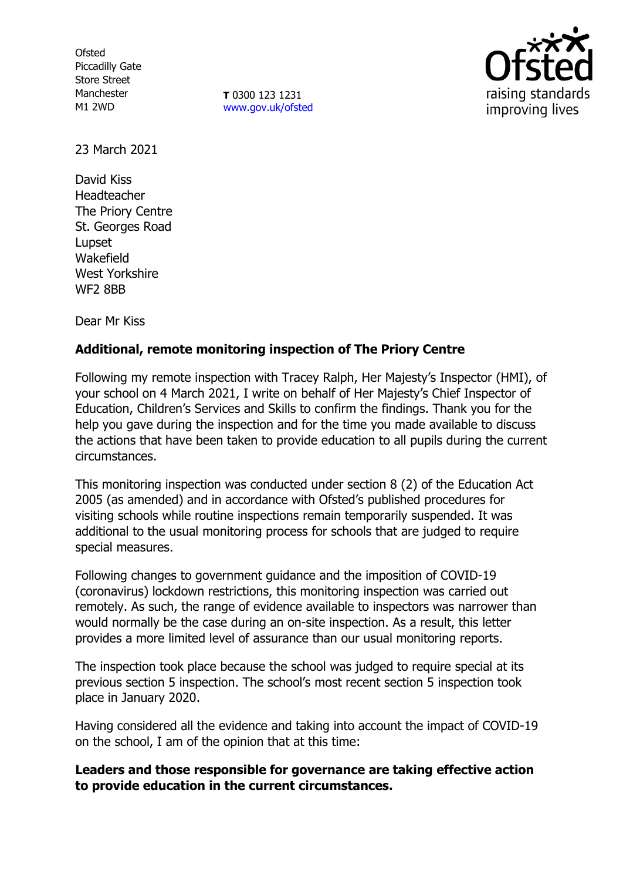Ofsted
Piccadilly Gate
Store Street
Manchester
M1 2WD

**T** 0300 123 1231
www.gov.uk/ofsted

23 March 2021

David Kiss
Headteacher
The Priory Centre
St. Georges Road
Lupset
Wakefield
West Yorkshire
WF2 8BB

Dear Mr Kiss

**Additional, remote monitoring inspection of The Priory Centre**

Following my remote inspection with Tracey Ralph, Her Majesty's Inspector (HMI), of your school on 4 March 2021, I write on behalf of Her Majesty's Chief Inspector of Education, Children's Services and Skills to confirm the findings. Thank you for the help you gave during the inspection and for the time you made available to discuss the actions that have been taken to provide education to all pupils during the current circumstances.

This monitoring inspection was conducted under section 8 (2) of the Education Act 2005 (as amended) and in accordance with Ofsted's published procedures for visiting schools while routine inspections remain temporarily suspended. It was additional to the usual monitoring process for schools that are judged to require special measures.

Following changes to government guidance and the imposition of COVID-19 (coronavirus) lockdown restrictions, this monitoring inspection was carried out remotely. As such, the range of evidence available to inspectors was narrower than would normally be the case during an on-site inspection. As a result, this letter provides a more limited level of assurance than our usual monitoring reports.

The inspection took place because the school was judged to require special at its previous section 5 inspection. The school's most recent section 5 inspection took place in January 2020.

Having considered all the evidence and taking into account the impact of COVID-19 on the school, I am of the opinion that at this time:

**Leaders and those responsible for governance are taking effective action to provide education in the current circumstances.**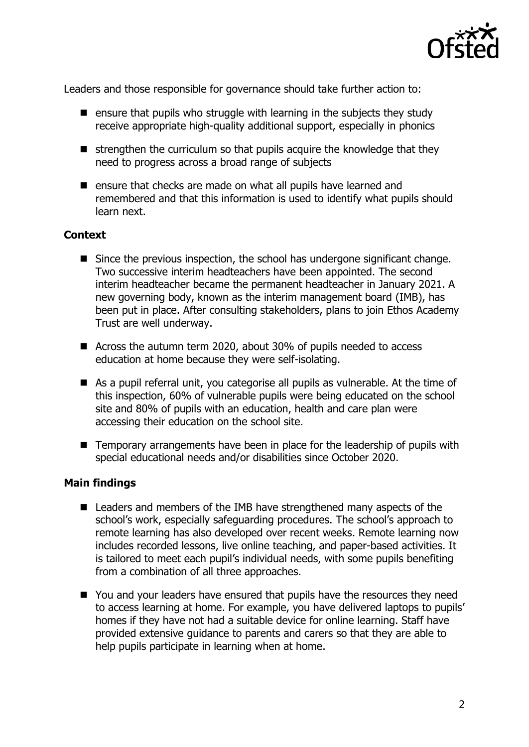Leaders and those responsible for governance should take further action to:

- ensure that pupils who struggle with learning in the subjects they study receive appropriate high-quality additional support, especially in phonics
- strengthen the curriculum so that pupils acquire the knowledge that they need to progress across a broad range of subjects
- ensure that checks are made on what all pupils have learned and remembered and that this information is used to identify what pupils should learn next.

### Context

- Since the previous inspection, the school has undergone significant change. Two successive interim headteachers have been appointed. The second interim headteacher became the permanent headteacher in January 2021. A new governing body, known as the interim management board (IMB), has been put in place. After consulting stakeholders, plans to join Ethos Academy Trust are well underway.
- Across the autumn term 2020, about 30% of pupils needed to access education at home because they were self-isolating.
- As a pupil referral unit, you categorise all pupils as vulnerable. At the time of this inspection, 60% of vulnerable pupils were being educated on the school site and 80% of pupils with an education, health and care plan were accessing their education on the school site.
- Temporary arrangements have been in place for the leadership of pupils with special educational needs and/or disabilities since October 2020.

### Main findings

- Leaders and members of the IMB have strengthened many aspects of the school's work, especially safeguarding procedures. The school's approach to remote learning has also developed over recent weeks. Remote learning now includes recorded lessons, live online teaching, and paper-based activities. It is tailored to meet each pupil's individual needs, with some pupils benefiting from a combination of all three approaches.
- You and your leaders have ensured that pupils have the resources they need to access learning at home. For example, you have delivered laptops to pupils' homes if they have not had a suitable device for online learning. Staff have provided extensive guidance to parents and carers so that they are able to help pupils participate in learning when at home.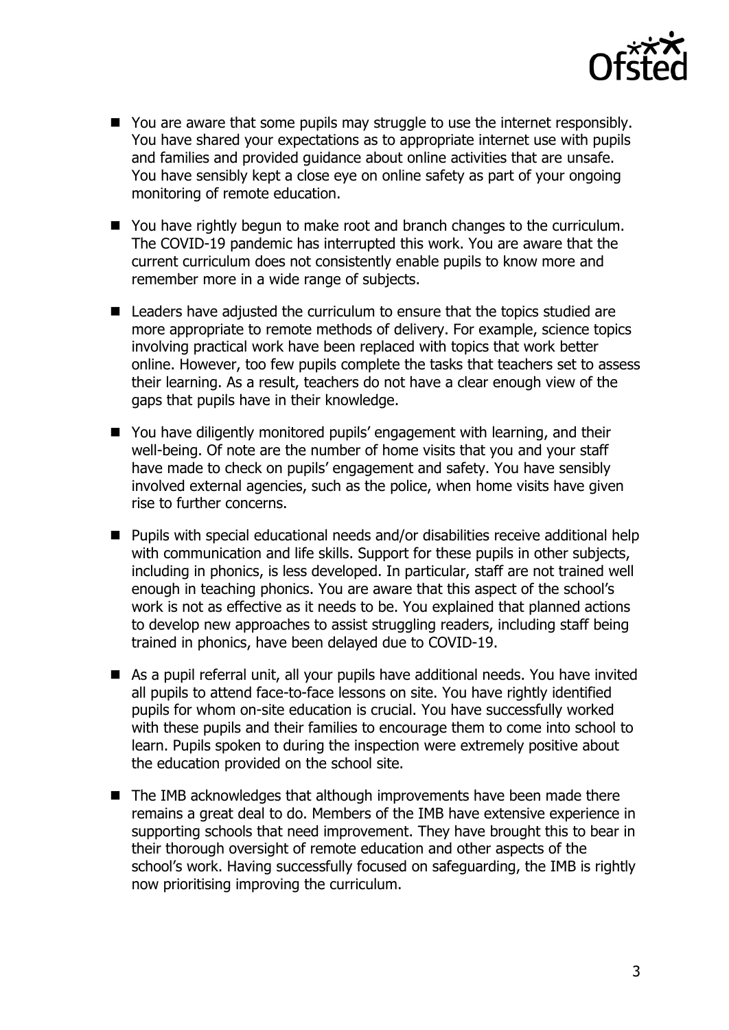- You are aware that some pupils may struggle to use the internet responsibly. You have shared your expectations as to appropriate internet use with pupils and families and provided guidance about online activities that are unsafe. You have sensibly kept a close eye on online safety as part of your ongoing monitoring of remote education.
- You have rightly begun to make root and branch changes to the curriculum. The COVID-19 pandemic has interrupted this work. You are aware that the current curriculum does not consistently enable pupils to know more and remember more in a wide range of subjects.
- Leaders have adjusted the curriculum to ensure that the topics studied are more appropriate to remote methods of delivery. For example, science topics involving practical work have been replaced with topics that work better online. However, too few pupils complete the tasks that teachers set to assess their learning. As a result, teachers do not have a clear enough view of the gaps that pupils have in their knowledge.
- You have diligently monitored pupils' engagement with learning, and their well-being. Of note are the number of home visits that you and your staff have made to check on pupils' engagement and safety. You have sensibly involved external agencies, such as the police, when home visits have given rise to further concerns.
- Pupils with special educational needs and/or disabilities receive additional help with communication and life skills. Support for these pupils in other subjects, including in phonics, is less developed. In particular, staff are not trained well enough in teaching phonics. You are aware that this aspect of the school's work is not as effective as it needs to be. You explained that planned actions to develop new approaches to assist struggling readers, including staff being trained in phonics, have been delayed due to COVID-19.
- As a pupil referral unit, all your pupils have additional needs. You have invited all pupils to attend face-to-face lessons on site. You have rightly identified pupils for whom on-site education is crucial. You have successfully worked with these pupils and their families to encourage them to come into school to learn. Pupils spoken to during the inspection were extremely positive about the education provided on the school site.
- The IMB acknowledges that although improvements have been made there remains a great deal to do. Members of the IMB have extensive experience in supporting schools that need improvement. They have brought this to bear in their thorough oversight of remote education and other aspects of the school's work. Having successfully focused on safeguarding, the IMB is rightly now prioritising improving the curriculum.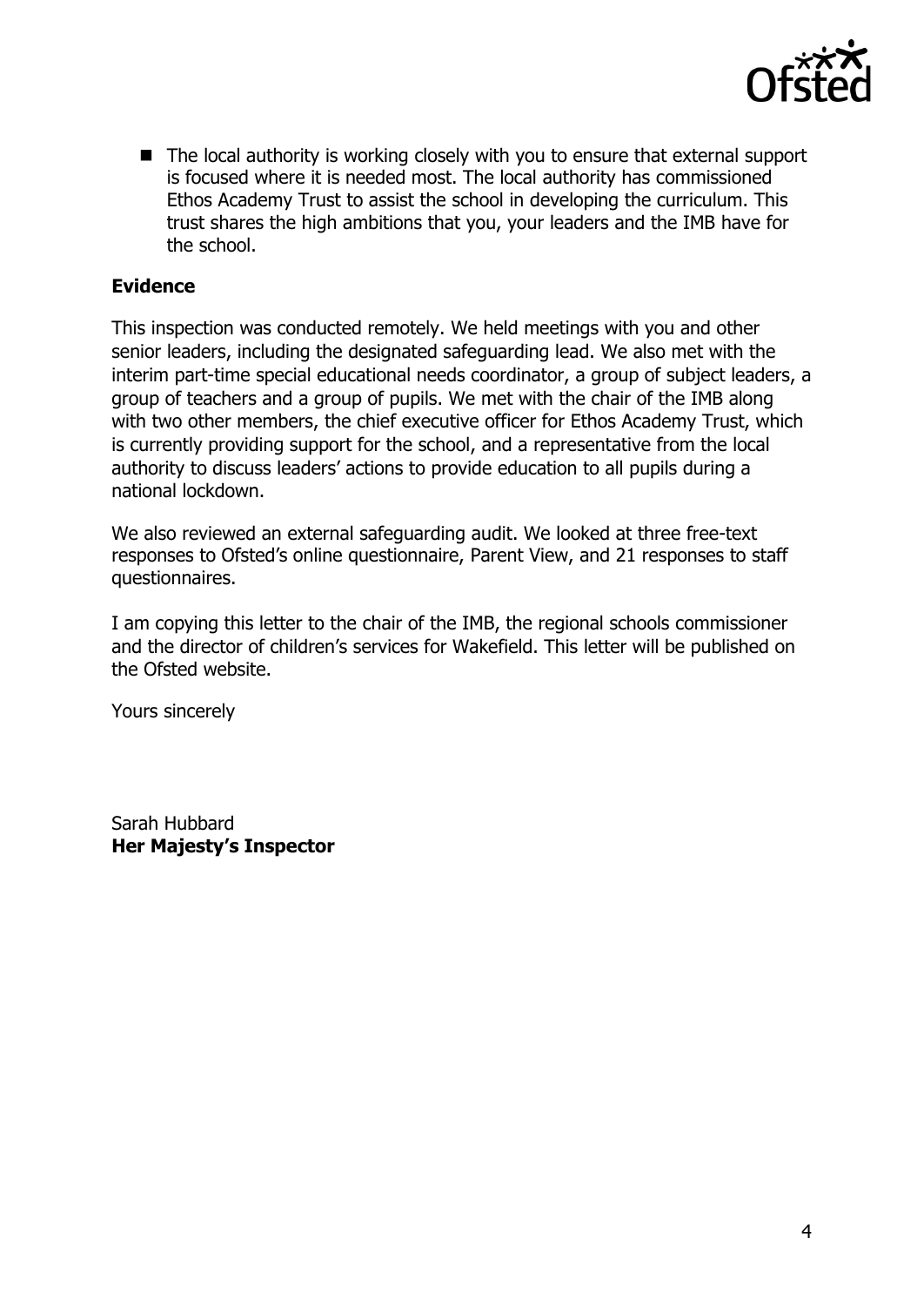- The local authority is working closely with you to ensure that external support is focused where it is needed most. The local authority has commissioned Ethos Academy Trust to assist the school in developing the curriculum. This trust shares the high ambitions that you, your leaders and the IMB have for the school.

**Evidence**

This inspection was conducted remotely. We held meetings with you and other senior leaders, including the designated safeguarding lead. We also met with the interim part-time special educational needs coordinator, a group of subject leaders, a group of teachers and a group of pupils. We met with the chair of the IMB along with two other members, the chief executive officer for Ethos Academy Trust, which is currently providing support for the school, and a representative from the local authority to discuss leaders' actions to provide education to all pupils during a national lockdown.

We also reviewed an external safeguarding audit. We looked at three free-text responses to Ofsted's online questionnaire, Parent View, and 21 responses to staff questionnaires.

I am copying this letter to the chair of the IMB, the regional schools commissioner and the director of children's services for Wakefield. This letter will be published on the Ofsted website.

Yours sincerely

Sarah Hubbard
**Her Majesty's Inspector**